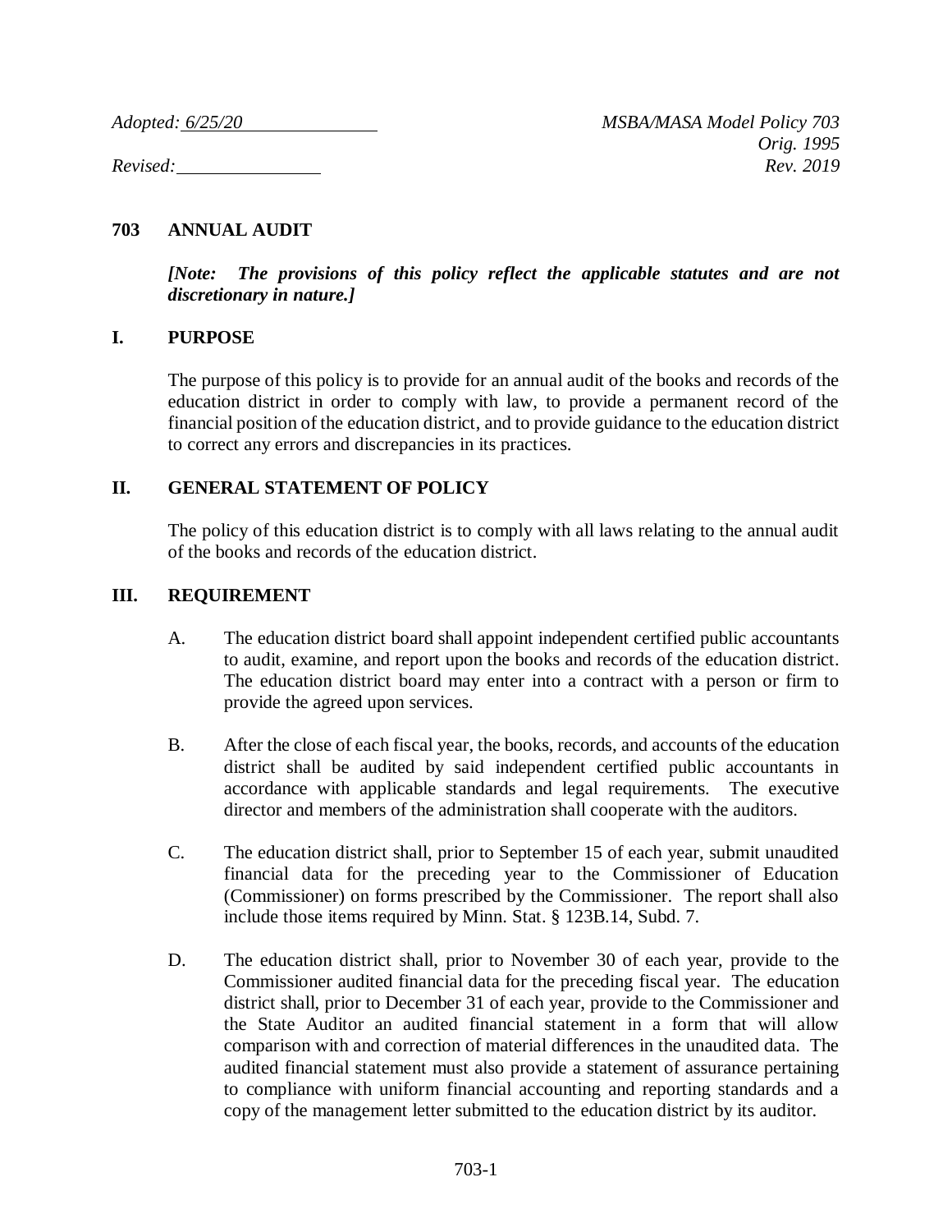*Adopted: 6/25/20*

*Revised:*

*MSBA/MASA Model Policy 703*
*Orig. 1995*
*Rev. 2019*

# 703 ANNUAL AUDIT

***[Note: The provisions of this policy reflect the applicable statutes and are not discretionary in nature.]***

## I. PURPOSE

The purpose of this policy is to provide for an annual audit of the books and records of the education district in order to comply with law, to provide a permanent record of the financial position of the education district, and to provide guidance to the education district to correct any errors and discrepancies in its practices.

## II. GENERAL STATEMENT OF POLICY

The policy of this education district is to comply with all laws relating to the annual audit of the books and records of the education district.

## III. REQUIREMENT

A. The education district board shall appoint independent certified public accountants to audit, examine, and report upon the books and records of the education district. The education district board may enter into a contract with a person or firm to provide the agreed upon services.

B. After the close of each fiscal year, the books, records, and accounts of the education district shall be audited by said independent certified public accountants in accordance with applicable standards and legal requirements. The executive director and members of the administration shall cooperate with the auditors.

C. The education district shall, prior to September 15 of each year, submit unaudited financial data for the preceding year to the Commissioner of Education (Commissioner) on forms prescribed by the Commissioner. The report shall also include those items required by Minn. Stat. § 123B.14, Subd. 7.

D. The education district shall, prior to November 30 of each year, provide to the Commissioner audited financial data for the preceding fiscal year. The education district shall, prior to December 31 of each year, provide to the Commissioner and the State Auditor an audited financial statement in a form that will allow comparison with and correction of material differences in the unaudited data. The audited financial statement must also provide a statement of assurance pertaining to compliance with uniform financial accounting and reporting standards and a copy of the management letter submitted to the education district by its auditor.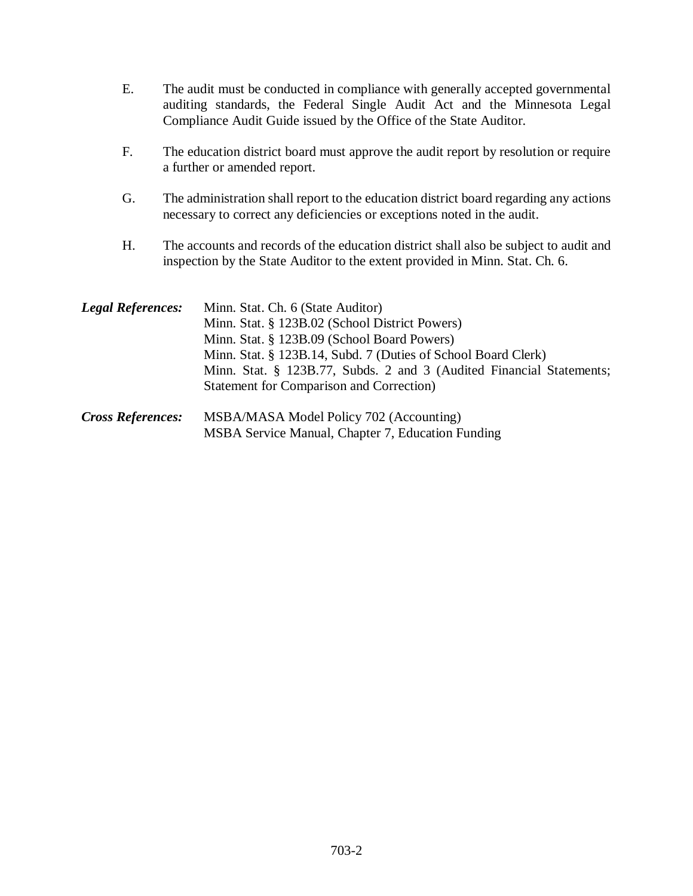E. The audit must be conducted in compliance with generally accepted governmental auditing standards, the Federal Single Audit Act and the Minnesota Legal Compliance Audit Guide issued by the Office of the State Auditor.

F. The education district board must approve the audit report by resolution or require a further or amended report.

G. The administration shall report to the education district board regarding any actions necessary to correct any deficiencies or exceptions noted in the audit.

H. The accounts and records of the education district shall also be subject to audit and inspection by the State Auditor to the extent provided in Minn. Stat. Ch. 6.

***Legal References:***
Minn. Stat. Ch. 6 (State Auditor)
Minn. Stat. § 123B.02 (School District Powers)
Minn. Stat. § 123B.09 (School Board Powers)
Minn. Stat. § 123B.14, Subd. 7 (Duties of School Board Clerk)
Minn. Stat. § 123B.77, Subds. 2 and 3 (Audited Financial Statements; Statement for Comparison and Correction)

***Cross References:***
MSBA/MASA Model Policy 702 (Accounting)
MSBA Service Manual, Chapter 7, Education Funding